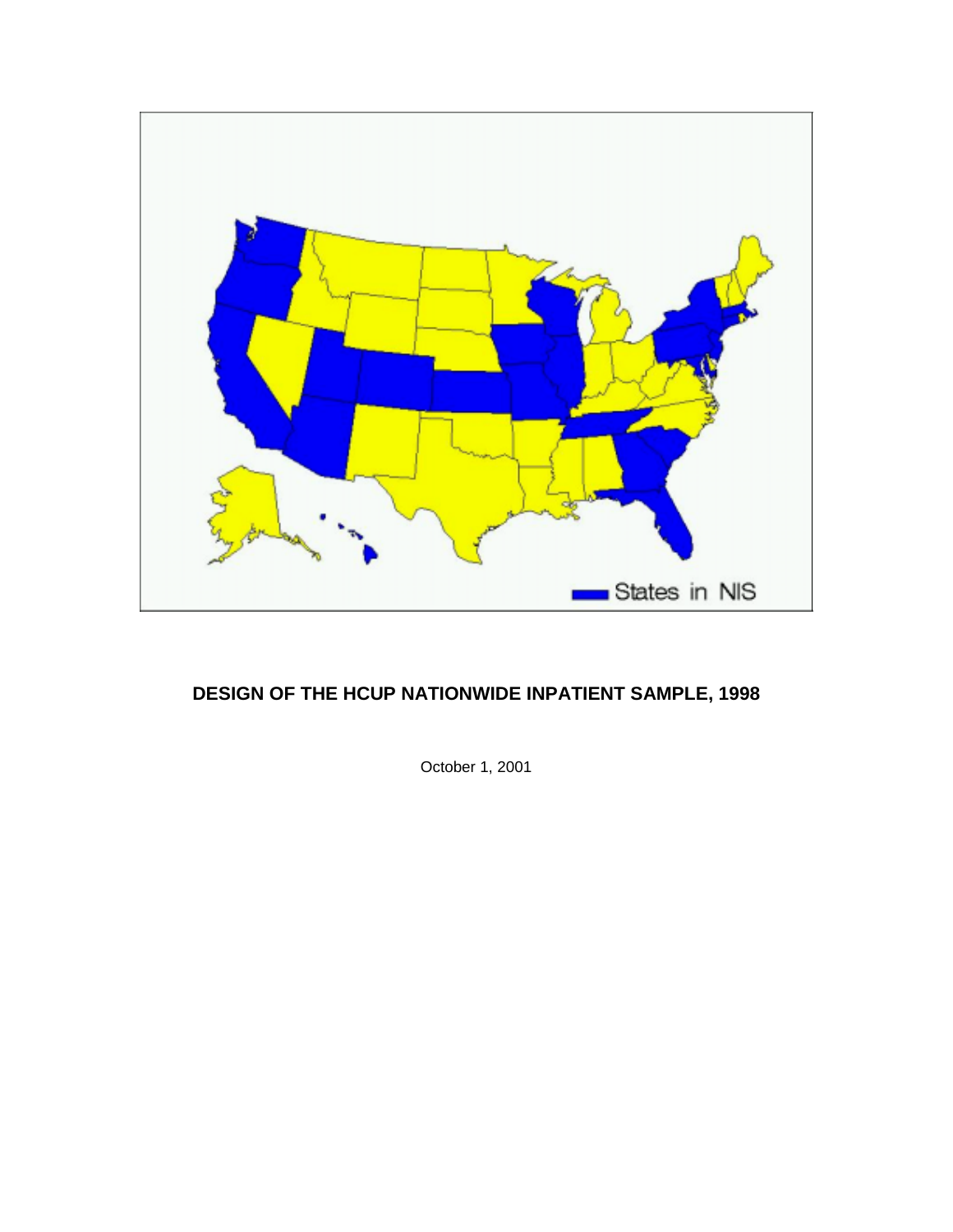# DESIGN OF THE HCUP NATIONWIDE INPATIENT SAMPLE, 1998

October 1, 2001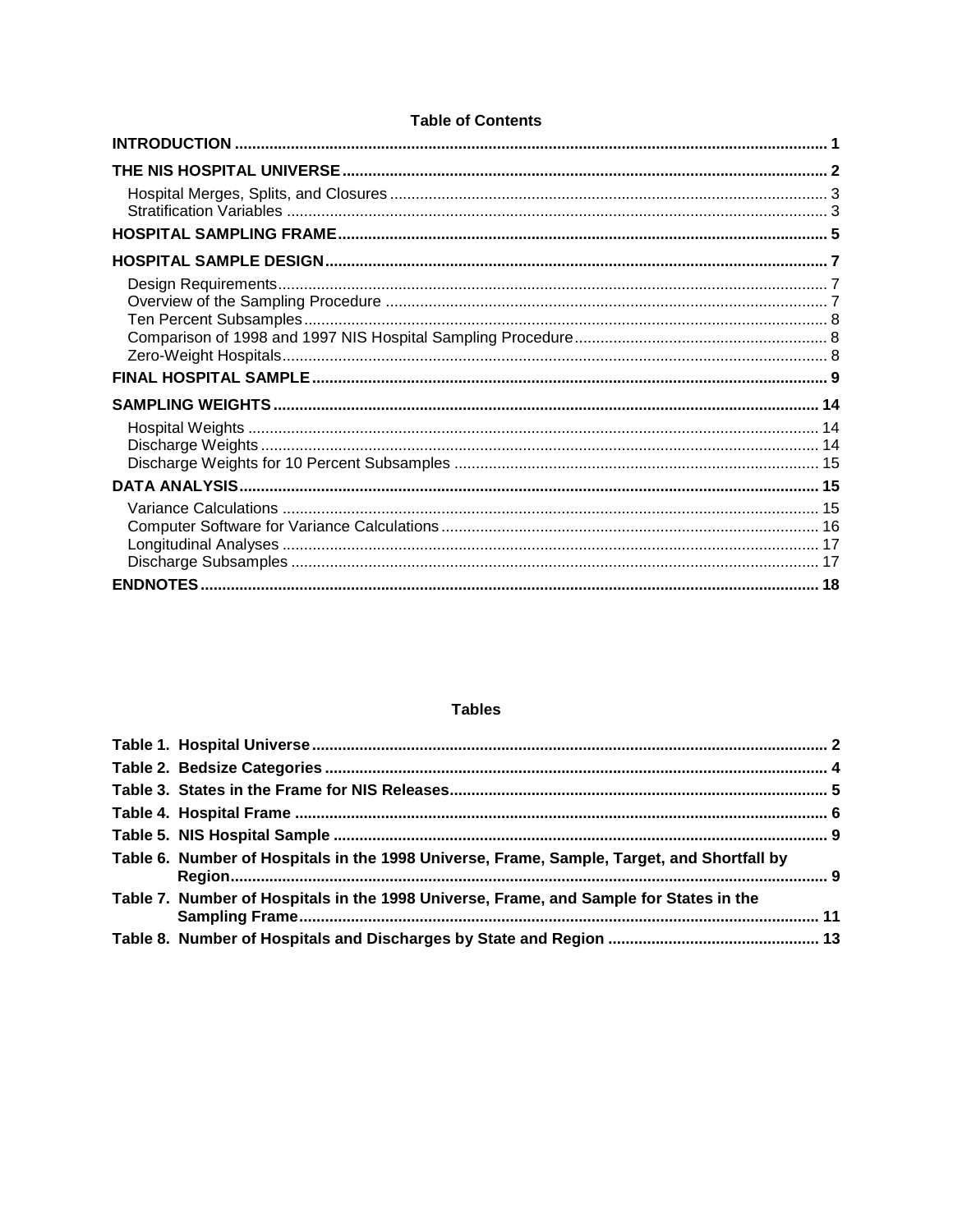## Table of Contents

| | |
|---|---|
| **INTRODUCTION** | **1** |
| **THE NIS HOSPITAL UNIVERSE** | **2** |
| Hospital Merges, Splits, and Closures | 3 |
| Stratification Variables | 3 |
| **HOSPITAL SAMPLING FRAME** | **5** |
| **HOSPITAL SAMPLE DESIGN** | **7** |
| Design Requirements | 7 |
| Overview of the Sampling Procedure | 7 |
| Ten Percent Subsamples | 8 |
| Comparison of 1998 and 1997 NIS Hospital Sampling Procedure | 8 |
| Zero-Weight Hospitals | 8 |
| **FINAL HOSPITAL SAMPLE** | **9** |
| **SAMPLING WEIGHTS** | **14** |
| Hospital Weights | 14 |
| Discharge Weights | 14 |
| Discharge Weights for 10 Percent Subsamples | 15 |
| **DATA ANALYSIS** | **15** |
| Variance Calculations | 15 |
| Computer Software for Variance Calculations | 16 |
| Longitudinal Analyses | 17 |
| Discharge Subsamples | 17 |
| **ENDNOTES** | **18** |

## Tables

| | |
|---|---|
| **Table 1. Hospital Universe** | **2** |
| **Table 2. Bedsize Categories** | **4** |
| **Table 3. States in the Frame for NIS Releases** | **5** |
| **Table 4. Hospital Frame** | **6** |
| **Table 5. NIS Hospital Sample** | **9** |
| **Table 6. Number of Hospitals in the 1998 Universe, Frame, Sample, Target, and Shortfall by Region** | **9** |
| **Table 7. Number of Hospitals in the 1998 Universe, Frame, and Sample for States in the Sampling Frame** | **11** |
| **Table 8. Number of Hospitals and Discharges by State and Region** | **13** |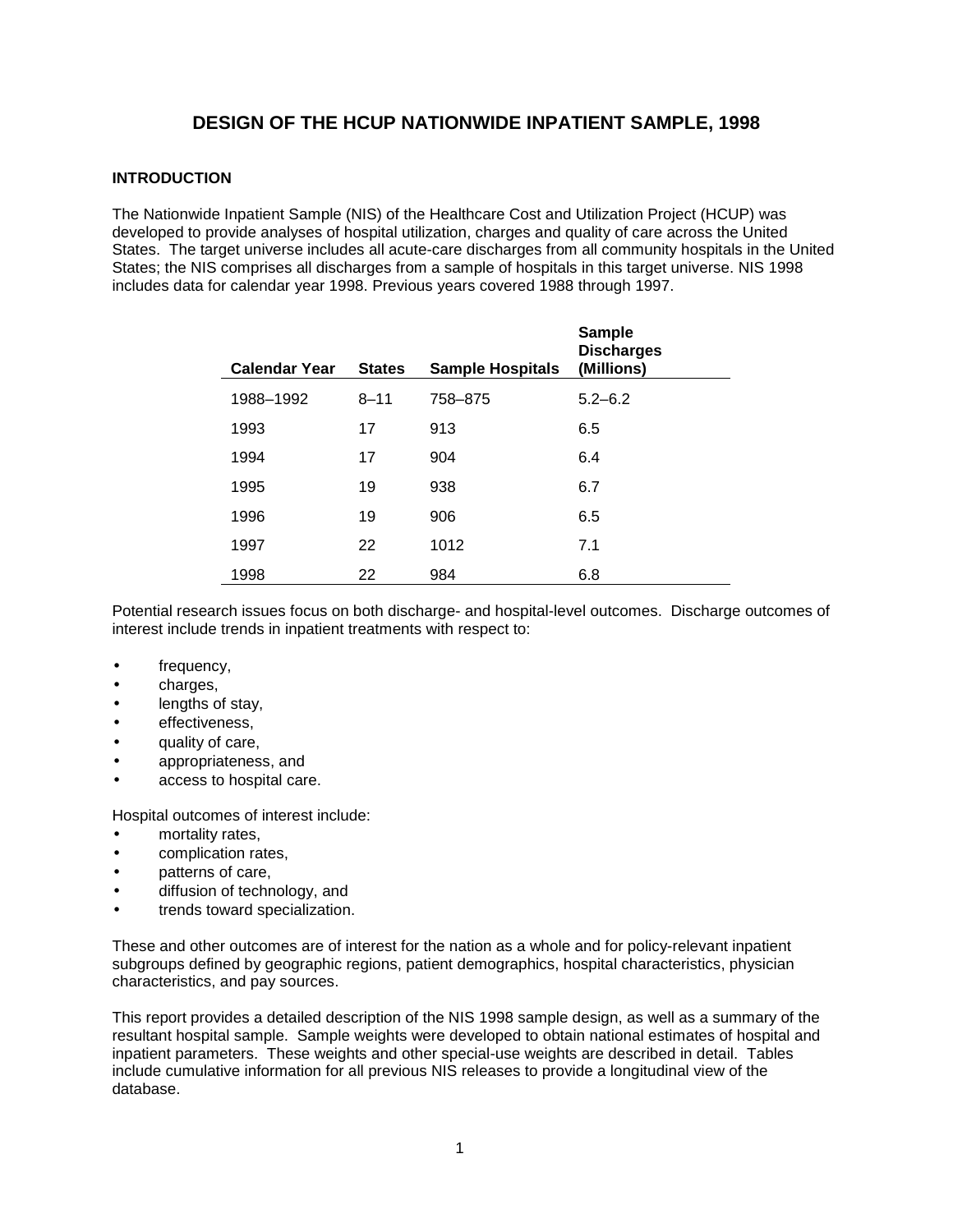# DESIGN OF THE HCUP NATIONWIDE INPATIENT SAMPLE, 1998

## INTRODUCTION

The Nationwide Inpatient Sample (NIS) of the Healthcare Cost and Utilization Project (HCUP) was developed to provide analyses of hospital utilization, charges and quality of care across the United States. The target universe includes all acute-care discharges from all community hospitals in the United States; the NIS comprises all discharges from a sample of hospitals in this target universe. NIS 1998 includes data for calendar year 1998. Previous years covered 1988 through 1997.

| Calendar Year | States | Sample Hospitals | Sample Discharges (Millions) |
|---|---|---|---|
| 1988–1992 | 8–11 | 758–875 | 5.2–6.2 |
| 1993 | 17 | 913 | 6.5 |
| 1994 | 17 | 904 | 6.4 |
| 1995 | 19 | 938 | 6.7 |
| 1996 | 19 | 906 | 6.5 |
| 1997 | 22 | 1012 | 7.1 |
| 1998 | 22 | 984 | 6.8 |

Potential research issues focus on both discharge- and hospital-level outcomes. Discharge outcomes of interest include trends in inpatient treatments with respect to:

- frequency,
- charges,
- lengths of stay,
- effectiveness,
- quality of care,
- appropriateness, and
- access to hospital care.

Hospital outcomes of interest include:

- mortality rates,
- complication rates,
- patterns of care,
- diffusion of technology, and
- trends toward specialization.

These and other outcomes are of interest for the nation as a whole and for policy-relevant inpatient subgroups defined by geographic regions, patient demographics, hospital characteristics, physician characteristics, and pay sources.

This report provides a detailed description of the NIS 1998 sample design, as well as a summary of the resultant hospital sample. Sample weights were developed to obtain national estimates of hospital and inpatient parameters. These weights and other special-use weights are described in detail. Tables include cumulative information for all previous NIS releases to provide a longitudinal view of the database.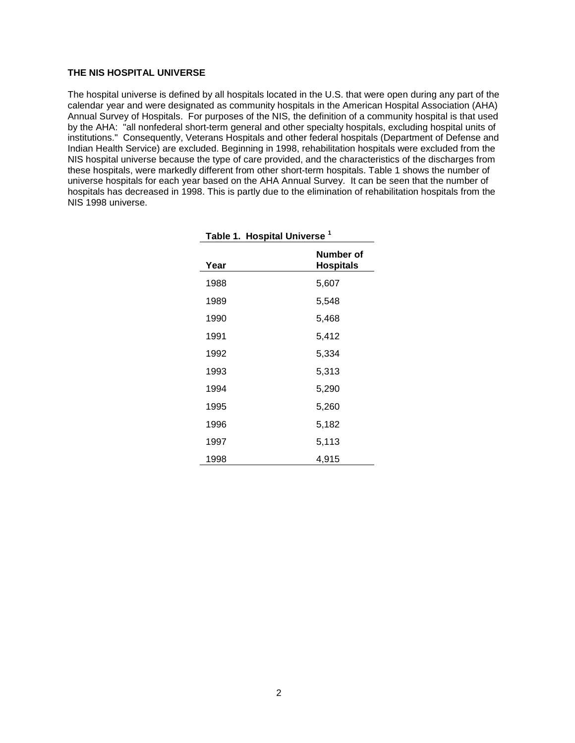## THE NIS HOSPITAL UNIVERSE

The hospital universe is defined by all hospitals located in the U.S. that were open during any part of the calendar year and were designated as community hospitals in the American Hospital Association (AHA) Annual Survey of Hospitals. For purposes of the NIS, the definition of a community hospital is that used by the AHA: "all nonfederal short-term general and other specialty hospitals, excluding hospital units of institutions." Consequently, Veterans Hospitals and other federal hospitals (Department of Defense and Indian Health Service) are excluded. Beginning in 1998, rehabilitation hospitals were excluded from the NIS hospital universe because the type of care provided, and the characteristics of the discharges from these hospitals, were markedly different from other short-term hospitals. Table 1 shows the number of universe hospitals for each year based on the AHA Annual Survey. It can be seen that the number of hospitals has decreased in 1998. This is partly due to the elimination of rehabilitation hospitals from the NIS 1998 universe.

**Table 1. Hospital Universe [1]**

| Year | Number of Hospitals |
|---|---|
| 1988 | 5,607 |
| 1989 | 5,548 |
| 1990 | 5,468 |
| 1991 | 5,412 |
| 1992 | 5,334 |
| 1993 | 5,313 |
| 1994 | 5,290 |
| 1995 | 5,260 |
| 1996 | 5,182 |
| 1997 | 5,113 |
| 1998 | 4,915 |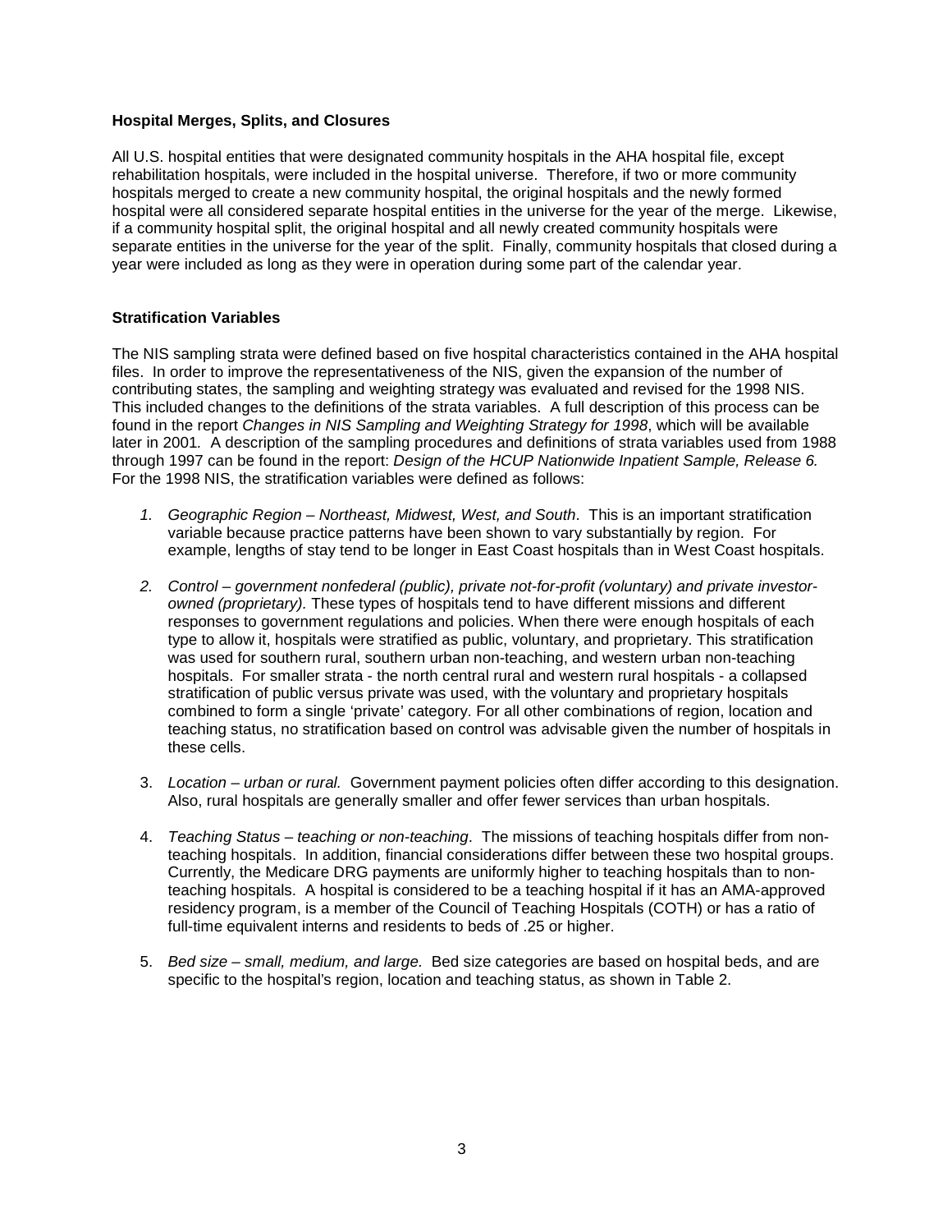**Hospital Merges, Splits, and Closures**

All U.S. hospital entities that were designated community hospitals in the AHA hospital file, except rehabilitation hospitals, were included in the hospital universe. Therefore, if two or more community hospitals merged to create a new community hospital, the original hospitals and the newly formed hospital were all considered separate hospital entities in the universe for the year of the merge. Likewise, if a community hospital split, the original hospital and all newly created community hospitals were separate entities in the universe for the year of the split. Finally, community hospitals that closed during a year were included as long as they were in operation during some part of the calendar year.

**Stratification Variables**

The NIS sampling strata were defined based on five hospital characteristics contained in the AHA hospital files. In order to improve the representativeness of the NIS, given the expansion of the number of contributing states, the sampling and weighting strategy was evaluated and revised for the 1998 NIS. This included changes to the definitions of the strata variables. A full description of this process can be found in the report *Changes in NIS Sampling and Weighting Strategy for 1998*, which will be available later in 2001*.* A description of the sampling procedures and definitions of strata variables used from 1988 through 1997 can be found in the report: *Design of the HCUP Nationwide Inpatient Sample, Release 6.* For the 1998 NIS, the stratification variables were defined as follows:

1. *Geographic Region – Northeast, Midwest, West, and South*. This is an important stratification variable because practice patterns have been shown to vary substantially by region. For example, lengths of stay tend to be longer in East Coast hospitals than in West Coast hospitals.

2. *Control – government nonfederal (public), private not-for-profit (voluntary) and private investor-owned (proprietary).* These types of hospitals tend to have different missions and different responses to government regulations and policies. When there were enough hospitals of each type to allow it, hospitals were stratified as public, voluntary, and proprietary. This stratification was used for southern rural, southern urban non-teaching, and western urban non-teaching hospitals. For smaller strata - the north central rural and western rural hospitals - a collapsed stratification of public versus private was used, with the voluntary and proprietary hospitals combined to form a single 'private' category. For all other combinations of region, location and teaching status, no stratification based on control was advisable given the number of hospitals in these cells.

3. *Location – urban or rural.* Government payment policies often differ according to this designation. Also, rural hospitals are generally smaller and offer fewer services than urban hospitals.

4. *Teaching Status – teaching or non-teaching*. The missions of teaching hospitals differ from non-teaching hospitals. In addition, financial considerations differ between these two hospital groups. Currently, the Medicare DRG payments are uniformly higher to teaching hospitals than to non-teaching hospitals. A hospital is considered to be a teaching hospital if it has an AMA-approved residency program, is a member of the Council of Teaching Hospitals (COTH) or has a ratio of full-time equivalent interns and residents to beds of .25 or higher.

5. *Bed size – small, medium, and large.* Bed size categories are based on hospital beds, and are specific to the hospital's region, location and teaching status, as shown in Table 2.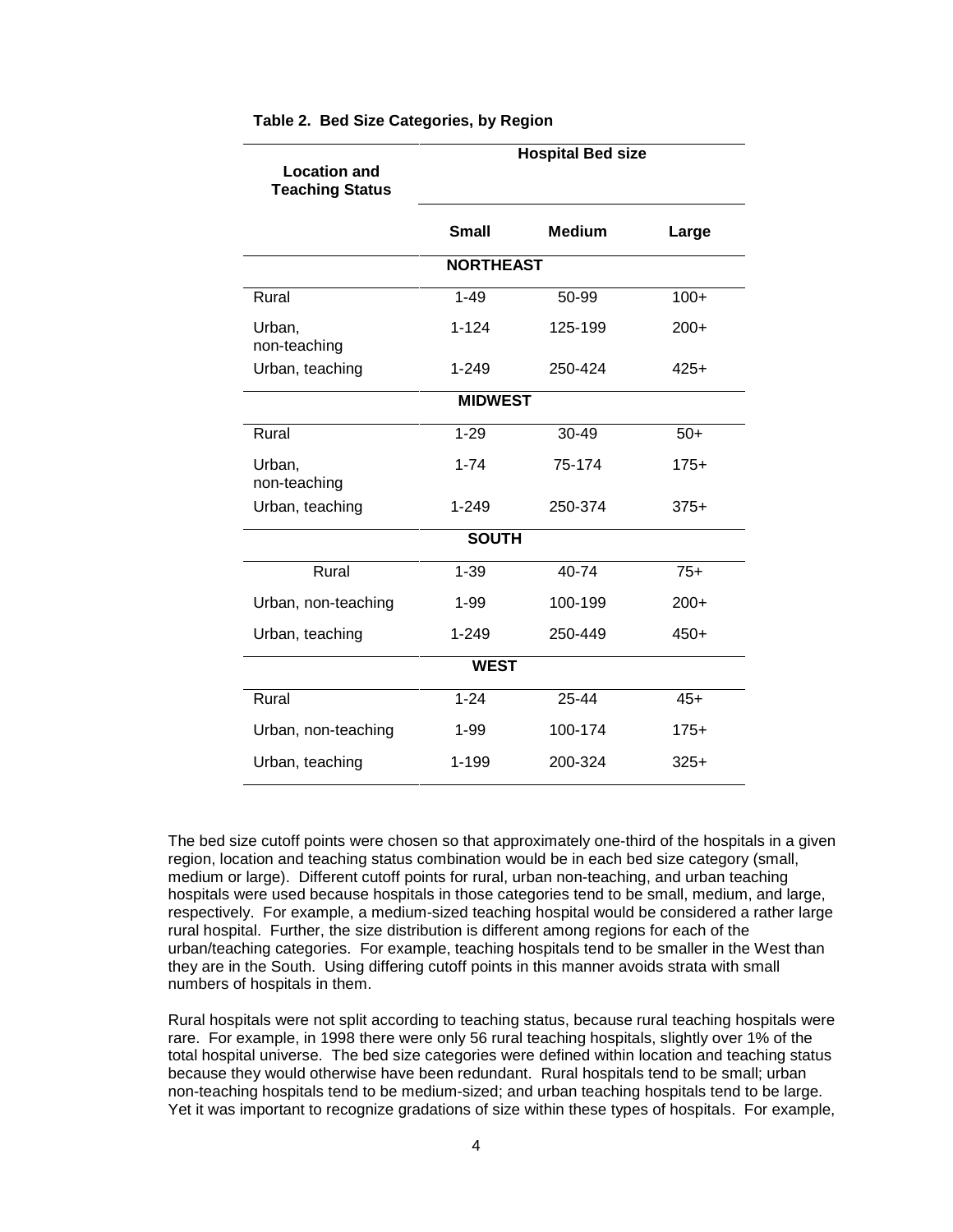**Table 2. Bed Size Categories, by Region**

| Location and Teaching Status | Hospital Bed size | | |
|---|---|---|---|
| | **Small** | **Medium** | **Large** |
| **NORTHEAST** | | | |
| Rural | 1-49 | 50-99 | 100+ |
| Urban, non-teaching | 1-124 | 125-199 | 200+ |
| Urban, teaching | 1-249 | 250-424 | 425+ |
| **MIDWEST** | | | |
| Rural | 1-29 | 30-49 | 50+ |
| Urban, non-teaching | 1-74 | 75-174 | 175+ |
| Urban, teaching | 1-249 | 250-374 | 375+ |
| **SOUTH** | | | |
| Rural | 1-39 | 40-74 | 75+ |
| Urban, non-teaching | 1-99 | 100-199 | 200+ |
| Urban, teaching | 1-249 | 250-449 | 450+ |
| **WEST** | | | |
| Rural | 1-24 | 25-44 | 45+ |
| Urban, non-teaching | 1-99 | 100-174 | 175+ |
| Urban, teaching | 1-199 | 200-324 | 325+ |

The bed size cutoff points were chosen so that approximately one-third of the hospitals in a given region, location and teaching status combination would be in each bed size category (small, medium or large). Different cutoff points for rural, urban non-teaching, and urban teaching hospitals were used because hospitals in those categories tend to be small, medium, and large, respectively. For example, a medium-sized teaching hospital would be considered a rather large rural hospital. Further, the size distribution is different among regions for each of the urban/teaching categories. For example, teaching hospitals tend to be smaller in the West than they are in the South. Using differing cutoff points in this manner avoids strata with small numbers of hospitals in them.

Rural hospitals were not split according to teaching status, because rural teaching hospitals were rare. For example, in 1998 there were only 56 rural teaching hospitals, slightly over 1% of the total hospital universe. The bed size categories were defined within location and teaching status because they would otherwise have been redundant. Rural hospitals tend to be small; urban non-teaching hospitals tend to be medium-sized; and urban teaching hospitals tend to be large. Yet it was important to recognize gradations of size within these types of hospitals. For example,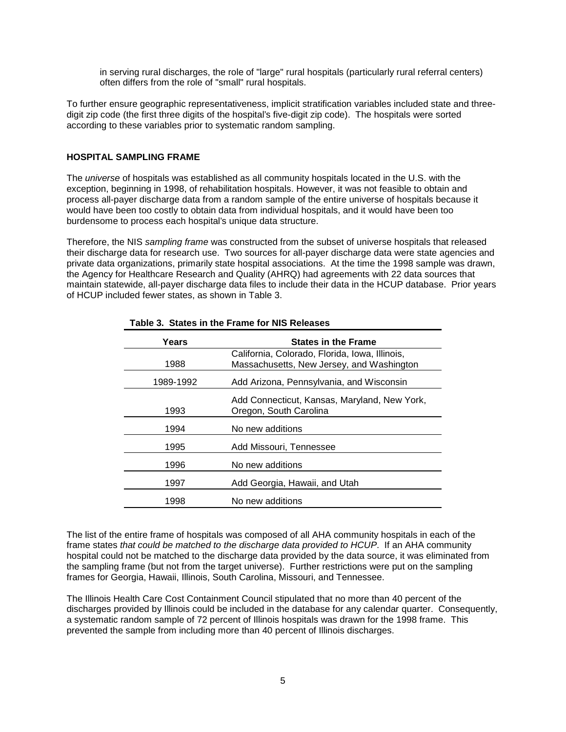in serving rural discharges, the role of "large" rural hospitals (particularly rural referral centers) often differs from the role of "small" rural hospitals.

To further ensure geographic representativeness, implicit stratification variables included state and three-digit zip code (the first three digits of the hospital's five-digit zip code). The hospitals were sorted according to these variables prior to systematic random sampling.

### HOSPITAL SAMPLING FRAME

The *universe* of hospitals was established as all community hospitals located in the U.S. with the exception, beginning in 1998, of rehabilitation hospitals. However, it was not feasible to obtain and process all-payer discharge data from a random sample of the entire universe of hospitals because it would have been too costly to obtain data from individual hospitals, and it would have been too burdensome to process each hospital's unique data structure.

Therefore, the NIS *sampling frame* was constructed from the subset of universe hospitals that released their discharge data for research use. Two sources for all-payer discharge data were state agencies and private data organizations, primarily state hospital associations. At the time the 1998 sample was drawn, the Agency for Healthcare Research and Quality (AHRQ) had agreements with 22 data sources that maintain statewide, all-payer discharge data files to include their data in the HCUP database. Prior years of HCUP included fewer states, as shown in Table 3.

**Table 3. States in the Frame for NIS Releases**

| Years | States in the Frame |
|---|---|
| 1988 | California, Colorado, Florida, Iowa, Illinois, Massachusetts, New Jersey, and Washington |
| 1989-1992 | Add Arizona, Pennsylvania, and Wisconsin |
| 1993 | Add Connecticut, Kansas, Maryland, New York, Oregon, South Carolina |
| 1994 | No new additions |
| 1995 | Add Missouri, Tennessee |
| 1996 | No new additions |
| 1997 | Add Georgia, Hawaii, and Utah |
| 1998 | No new additions |

The list of the entire frame of hospitals was composed of all AHA community hospitals in each of the frame states *that could be matched to the discharge data provided to HCUP*. If an AHA community hospital could not be matched to the discharge data provided by the data source, it was eliminated from the sampling frame (but not from the target universe). Further restrictions were put on the sampling frames for Georgia, Hawaii, Illinois, South Carolina, Missouri, and Tennessee.

The Illinois Health Care Cost Containment Council stipulated that no more than 40 percent of the discharges provided by Illinois could be included in the database for any calendar quarter. Consequently, a systematic random sample of 72 percent of Illinois hospitals was drawn for the 1998 frame. This prevented the sample from including more than 40 percent of Illinois discharges.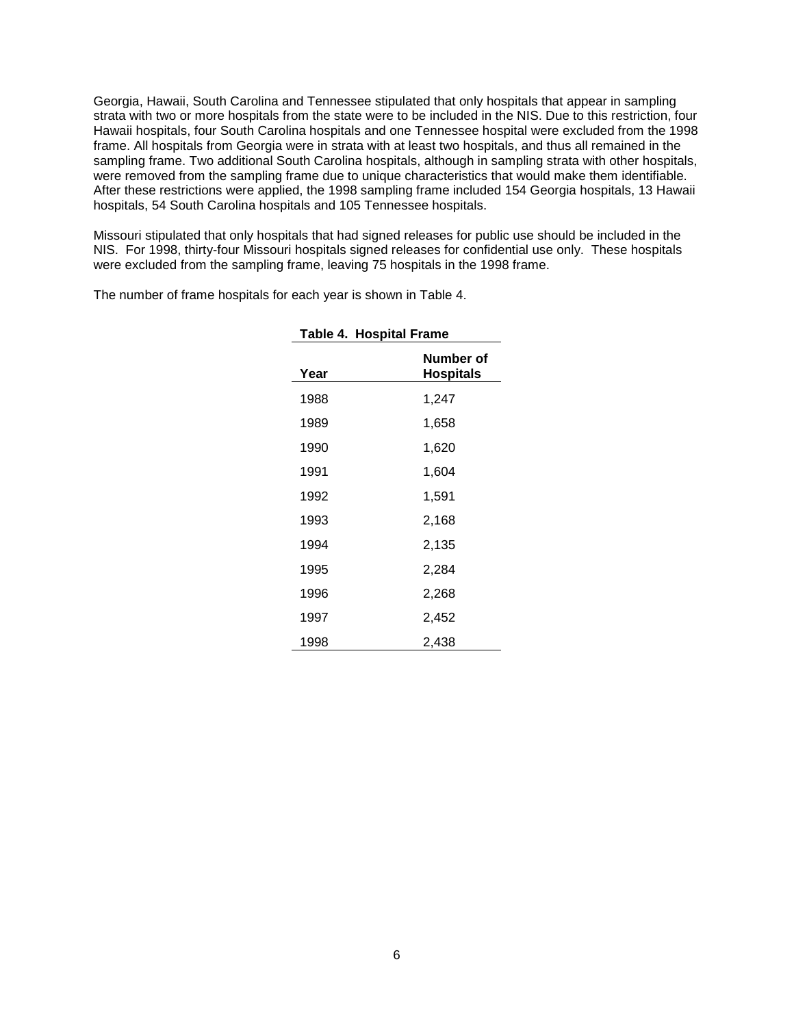Georgia, Hawaii, South Carolina and Tennessee stipulated that only hospitals that appear in sampling strata with two or more hospitals from the state were to be included in the NIS. Due to this restriction, four Hawaii hospitals, four South Carolina hospitals and one Tennessee hospital were excluded from the 1998 frame. All hospitals from Georgia were in strata with at least two hospitals, and thus all remained in the sampling frame. Two additional South Carolina hospitals, although in sampling strata with other hospitals, were removed from the sampling frame due to unique characteristics that would make them identifiable. After these restrictions were applied, the 1998 sampling frame included 154 Georgia hospitals, 13 Hawaii hospitals, 54 South Carolina hospitals and 105 Tennessee hospitals.

Missouri stipulated that only hospitals that had signed releases for public use should be included in the NIS. For 1998, thirty-four Missouri hospitals signed releases for confidential use only. These hospitals were excluded from the sampling frame, leaving 75 hospitals in the 1998 frame.

The number of frame hospitals for each year is shown in Table 4.

**Table 4. Hospital Frame**

| Year | Number of Hospitals |
|---|---|
| 1988 | 1,247 |
| 1989 | 1,658 |
| 1990 | 1,620 |
| 1991 | 1,604 |
| 1992 | 1,591 |
| 1993 | 2,168 |
| 1994 | 2,135 |
| 1995 | 2,284 |
| 1996 | 2,268 |
| 1997 | 2,452 |
| 1998 | 2,438 |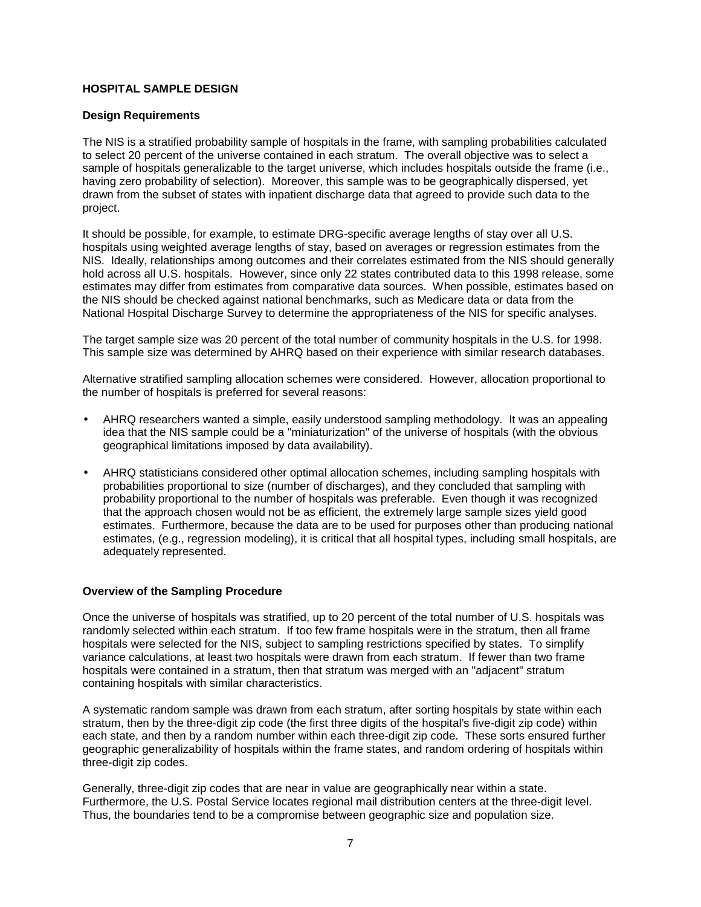## HOSPITAL SAMPLE DESIGN

### Design Requirements

The NIS is a stratified probability sample of hospitals in the frame, with sampling probabilities calculated to select 20 percent of the universe contained in each stratum. The overall objective was to select a sample of hospitals generalizable to the target universe, which includes hospitals outside the frame (i.e., having zero probability of selection). Moreover, this sample was to be geographically dispersed, yet drawn from the subset of states with inpatient discharge data that agreed to provide such data to the project.

It should be possible, for example, to estimate DRG-specific average lengths of stay over all U.S. hospitals using weighted average lengths of stay, based on averages or regression estimates from the NIS. Ideally, relationships among outcomes and their correlates estimated from the NIS should generally hold across all U.S. hospitals. However, since only 22 states contributed data to this 1998 release, some estimates may differ from estimates from comparative data sources. When possible, estimates based on the NIS should be checked against national benchmarks, such as Medicare data or data from the National Hospital Discharge Survey to determine the appropriateness of the NIS for specific analyses.

The target sample size was 20 percent of the total number of community hospitals in the U.S. for 1998. This sample size was determined by AHRQ based on their experience with similar research databases.

Alternative stratified sampling allocation schemes were considered. However, allocation proportional to the number of hospitals is preferred for several reasons:

- AHRQ researchers wanted a simple, easily understood sampling methodology. It was an appealing idea that the NIS sample could be a "miniaturization" of the universe of hospitals (with the obvious geographical limitations imposed by data availability).
- AHRQ statisticians considered other optimal allocation schemes, including sampling hospitals with probabilities proportional to size (number of discharges), and they concluded that sampling with probability proportional to the number of hospitals was preferable. Even though it was recognized that the approach chosen would not be as efficient, the extremely large sample sizes yield good estimates. Furthermore, because the data are to be used for purposes other than producing national estimates, (e.g., regression modeling), it is critical that all hospital types, including small hospitals, are adequately represented.

### Overview of the Sampling Procedure

Once the universe of hospitals was stratified, up to 20 percent of the total number of U.S. hospitals was randomly selected within each stratum. If too few frame hospitals were in the stratum, then all frame hospitals were selected for the NIS, subject to sampling restrictions specified by states. To simplify variance calculations, at least two hospitals were drawn from each stratum. If fewer than two frame hospitals were contained in a stratum, then that stratum was merged with an "adjacent" stratum containing hospitals with similar characteristics.

A systematic random sample was drawn from each stratum, after sorting hospitals by state within each stratum, then by the three-digit zip code (the first three digits of the hospital's five-digit zip code) within each state, and then by a random number within each three-digit zip code. These sorts ensured further geographic generalizability of hospitals within the frame states, and random ordering of hospitals within three-digit zip codes.

Generally, three-digit zip codes that are near in value are geographically near within a state. Furthermore, the U.S. Postal Service locates regional mail distribution centers at the three-digit level. Thus, the boundaries tend to be a compromise between geographic size and population size.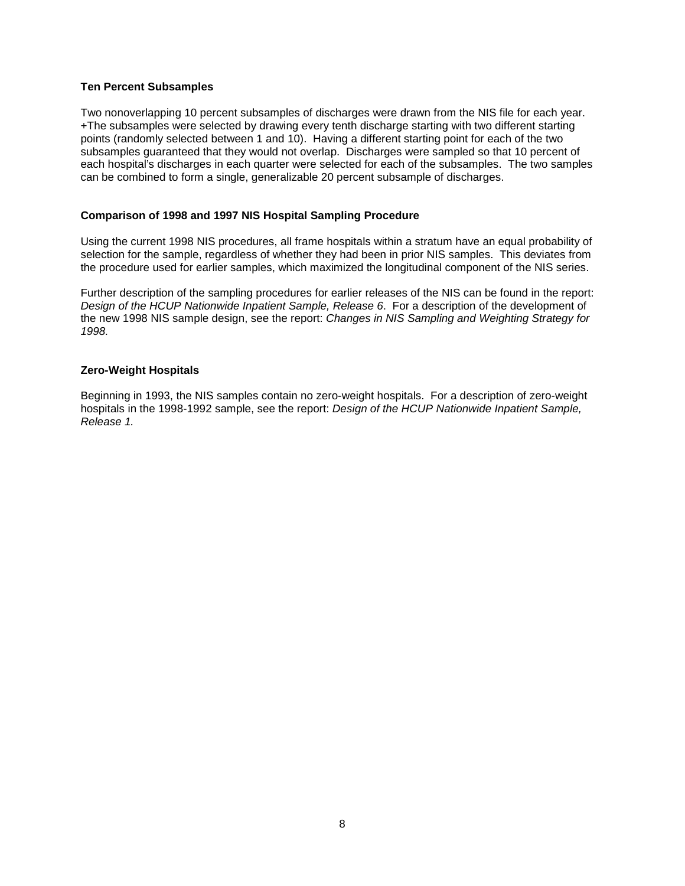### Ten Percent Subsamples

Two nonoverlapping 10 percent subsamples of discharges were drawn from the NIS file for each year. +The subsamples were selected by drawing every tenth discharge starting with two different starting points (randomly selected between 1 and 10). Having a different starting point for each of the two subsamples guaranteed that they would not overlap. Discharges were sampled so that 10 percent of each hospital's discharges in each quarter were selected for each of the subsamples. The two samples can be combined to form a single, generalizable 20 percent subsample of discharges.

### Comparison of 1998 and 1997 NIS Hospital Sampling Procedure

Using the current 1998 NIS procedures, all frame hospitals within a stratum have an equal probability of selection for the sample, regardless of whether they had been in prior NIS samples. This deviates from the procedure used for earlier samples, which maximized the longitudinal component of the NIS series.

Further description of the sampling procedures for earlier releases of the NIS can be found in the report: *Design of the HCUP Nationwide Inpatient Sample, Release 6*. For a description of the development of the new 1998 NIS sample design, see the report: *Changes in NIS Sampling and Weighting Strategy for 1998.*

### Zero-Weight Hospitals

Beginning in 1993, the NIS samples contain no zero-weight hospitals. For a description of zero-weight hospitals in the 1998-1992 sample, see the report: *Design of the HCUP Nationwide Inpatient Sample, Release 1.*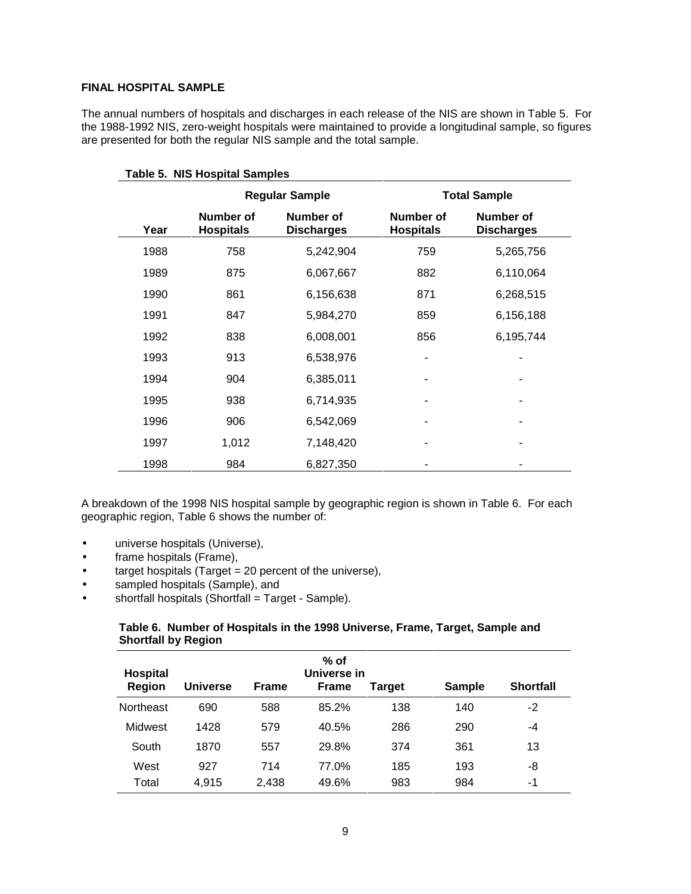### FINAL HOSPITAL SAMPLE

The annual numbers of hospitals and discharges in each release of the NIS are shown in Table 5. For the 1988-1992 NIS, zero-weight hospitals were maintained to provide a longitudinal sample, so figures are presented for both the regular NIS sample and the total sample.

**Table 5. NIS Hospital Samples**

| | Regular Sample | | Total Sample | |
|---|---|---|---|---|
| **Year** | **Number of Hospitals** | **Number of Discharges** | **Number of Hospitals** | **Number of Discharges** |
| 1988 | 758 | 5,242,904 | 759 | 5,265,756 |
| 1989 | 875 | 6,067,667 | 882 | 6,110,064 |
| 1990 | 861 | 6,156,638 | 871 | 6,268,515 |
| 1991 | 847 | 5,984,270 | 859 | 6,156,188 |
| 1992 | 838 | 6,008,001 | 856 | 6,195,744 |
| 1993 | 913 | 6,538,976 | - | - |
| 1994 | 904 | 6,385,011 | - | - |
| 1995 | 938 | 6,714,935 | - | - |
| 1996 | 906 | 6,542,069 | - | - |
| 1997 | 1,012 | 7,148,420 | - | - |
| 1998 | 984 | 6,827,350 | - | - |

A breakdown of the 1998 NIS hospital sample by geographic region is shown in Table 6. For each geographic region, Table 6 shows the number of:

- universe hospitals (Universe),
- frame hospitals (Frame),
- target hospitals (Target = 20 percent of the universe),
- sampled hospitals (Sample), and
- shortfall hospitals (Shortfall = Target - Sample).

**Table 6. Number of Hospitals in the 1998 Universe, Frame, Target, Sample and Shortfall by Region**

| Hospital Region | Universe | Frame | % of Universe in Frame | Target | Sample | Shortfall |
|---|---|---|---|---|---|---|
| Northeast | 690 | 588 | 85.2% | 138 | 140 | -2 |
| Midwest | 1428 | 579 | 40.5% | 286 | 290 | -4 |
| South | 1870 | 557 | 29.8% | 374 | 361 | 13 |
| West | 927 | 714 | 77.0% | 185 | 193 | -8 |
| Total | 4,915 | 2,438 | 49.6% | 983 | 984 | -1 |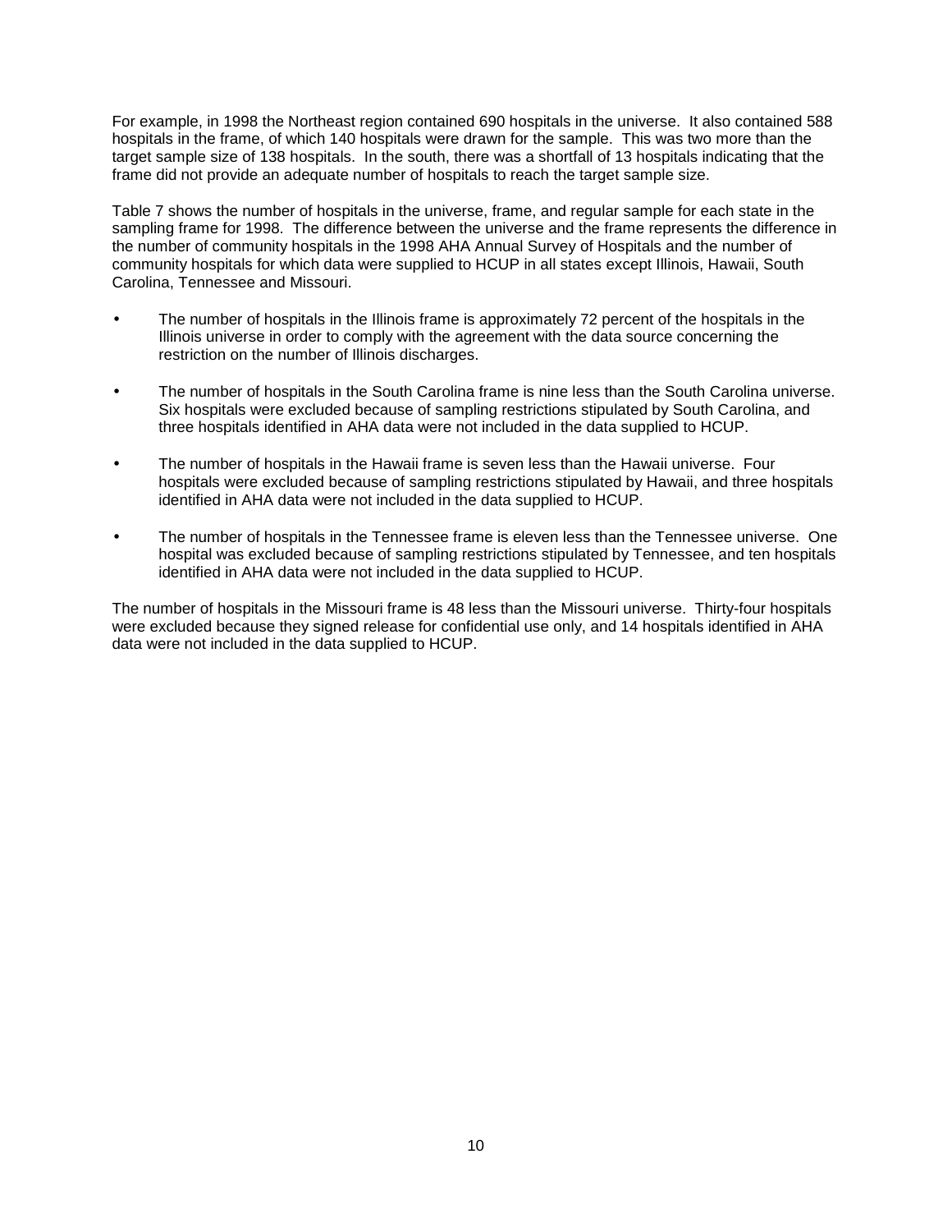For example, in 1998 the Northeast region contained 690 hospitals in the universe. It also contained 588 hospitals in the frame, of which 140 hospitals were drawn for the sample. This was two more than the target sample size of 138 hospitals. In the south, there was a shortfall of 13 hospitals indicating that the frame did not provide an adequate number of hospitals to reach the target sample size.

Table 7 shows the number of hospitals in the universe, frame, and regular sample for each state in the sampling frame for 1998. The difference between the universe and the frame represents the difference in the number of community hospitals in the 1998 AHA Annual Survey of Hospitals and the number of community hospitals for which data were supplied to HCUP in all states except Illinois, Hawaii, South Carolina, Tennessee and Missouri.

- The number of hospitals in the Illinois frame is approximately 72 percent of the hospitals in the Illinois universe in order to comply with the agreement with the data source concerning the restriction on the number of Illinois discharges.
- The number of hospitals in the South Carolina frame is nine less than the South Carolina universe. Six hospitals were excluded because of sampling restrictions stipulated by South Carolina, and three hospitals identified in AHA data were not included in the data supplied to HCUP.
- The number of hospitals in the Hawaii frame is seven less than the Hawaii universe. Four hospitals were excluded because of sampling restrictions stipulated by Hawaii, and three hospitals identified in AHA data were not included in the data supplied to HCUP.
- The number of hospitals in the Tennessee frame is eleven less than the Tennessee universe. One hospital was excluded because of sampling restrictions stipulated by Tennessee, and ten hospitals identified in AHA data were not included in the data supplied to HCUP.

The number of hospitals in the Missouri frame is 48 less than the Missouri universe. Thirty-four hospitals were excluded because they signed release for confidential use only, and 14 hospitals identified in AHA data were not included in the data supplied to HCUP.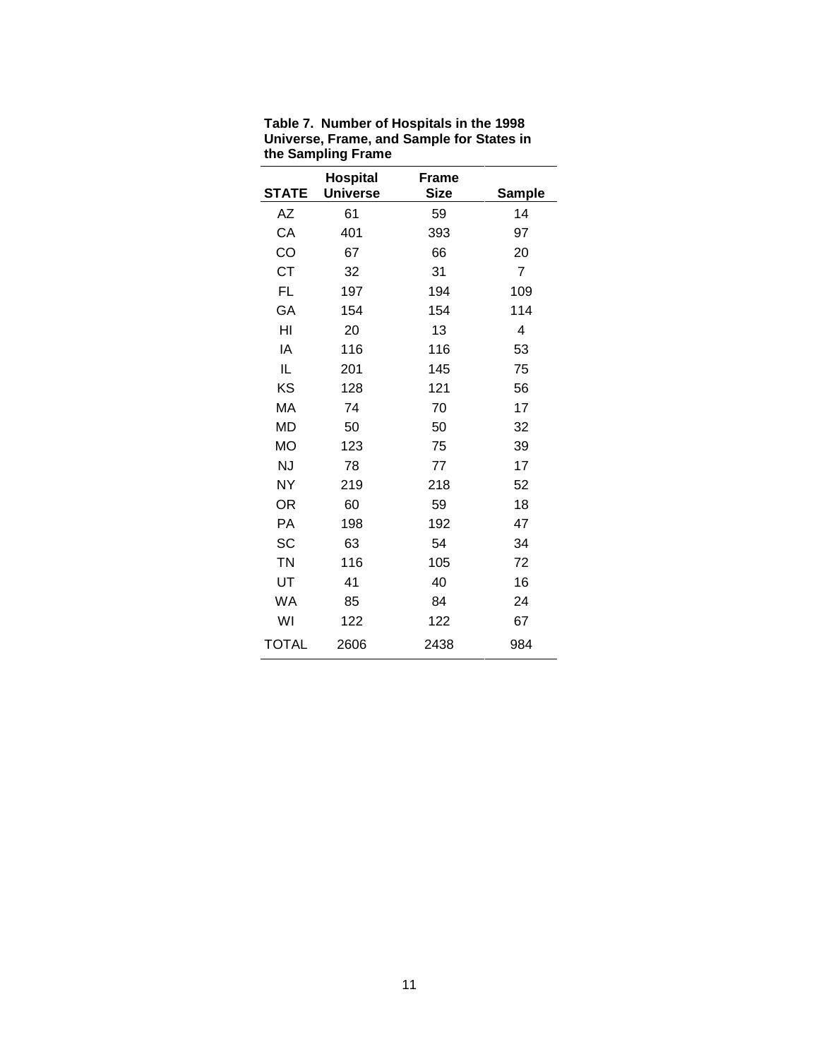**Table 7. Number of Hospitals in the 1998 Universe, Frame, and Sample for States in the Sampling Frame**

| STATE | Hospital Universe | Frame Size | Sample |
|---|---|---|---|
| AZ | 61 | 59 | 14 |
| CA | 401 | 393 | 97 |
| CO | 67 | 66 | 20 |
| CT | 32 | 31 | 7 |
| FL | 197 | 194 | 109 |
| GA | 154 | 154 | 114 |
| HI | 20 | 13 | 4 |
| IA | 116 | 116 | 53 |
| IL | 201 | 145 | 75 |
| KS | 128 | 121 | 56 |
| MA | 74 | 70 | 17 |
| MD | 50 | 50 | 32 |
| MO | 123 | 75 | 39 |
| NJ | 78 | 77 | 17 |
| NY | 219 | 218 | 52 |
| OR | 60 | 59 | 18 |
| PA | 198 | 192 | 47 |
| SC | 63 | 54 | 34 |
| TN | 116 | 105 | 72 |
| UT | 41 | 40 | 16 |
| WA | 85 | 84 | 24 |
| WI | 122 | 122 | 67 |
| TOTAL | 2606 | 2438 | 984 |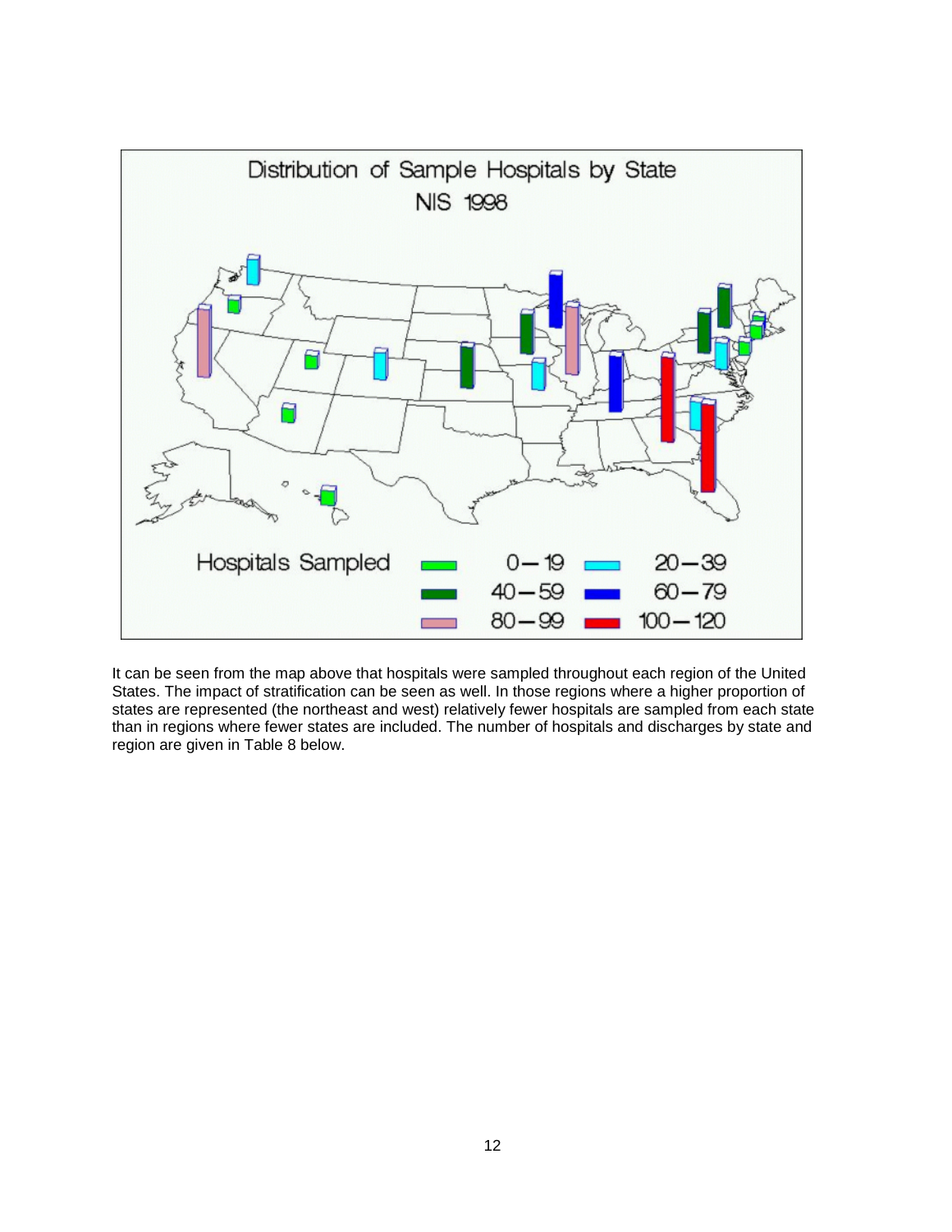Distribution of Sample Hospitals by State
NIS 1998

Hospitals Sampled: 0–19, 20–39, 40–59, 60–79, 80–99, 100–120

It can be seen from the map above that hospitals were sampled throughout each region of the United States. The impact of stratification can be seen as well. In those regions where a higher proportion of states are represented (the northeast and west) relatively fewer hospitals are sampled from each state than in regions where fewer states are included. The number of hospitals and discharges by state and region are given in Table 8 below.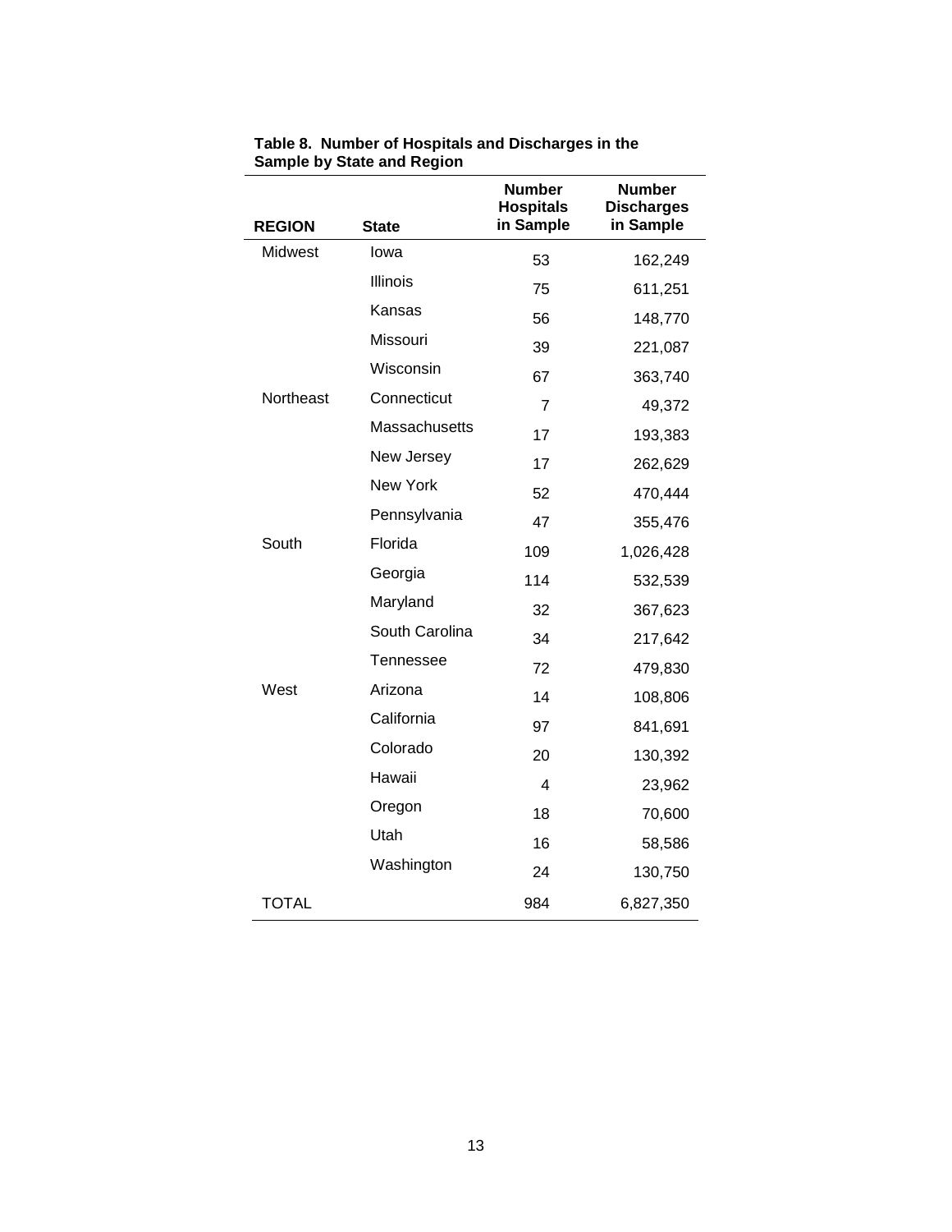**Table 8. Number of Hospitals and Discharges in the Sample by State and Region**

| REGION | State | Number Hospitals in Sample | Number Discharges in Sample |
|---|---|---|---|
| Midwest | Iowa | 53 | 162,249 |
| | Illinois | 75 | 611,251 |
| | Kansas | 56 | 148,770 |
| | Missouri | 39 | 221,087 |
| | Wisconsin | 67 | 363,740 |
| Northeast | Connecticut | 7 | 49,372 |
| | Massachusetts | 17 | 193,383 |
| | New Jersey | 17 | 262,629 |
| | New York | 52 | 470,444 |
| | Pennsylvania | 47 | 355,476 |
| South | Florida | 109 | 1,026,428 |
| | Georgia | 114 | 532,539 |
| | Maryland | 32 | 367,623 |
| | South Carolina | 34 | 217,642 |
| | Tennessee | 72 | 479,830 |
| West | Arizona | 14 | 108,806 |
| | California | 97 | 841,691 |
| | Colorado | 20 | 130,392 |
| | Hawaii | 4 | 23,962 |
| | Oregon | 18 | 70,600 |
| | Utah | 16 | 58,586 |
| | Washington | 24 | 130,750 |
| TOTAL | | 984 | 6,827,350 |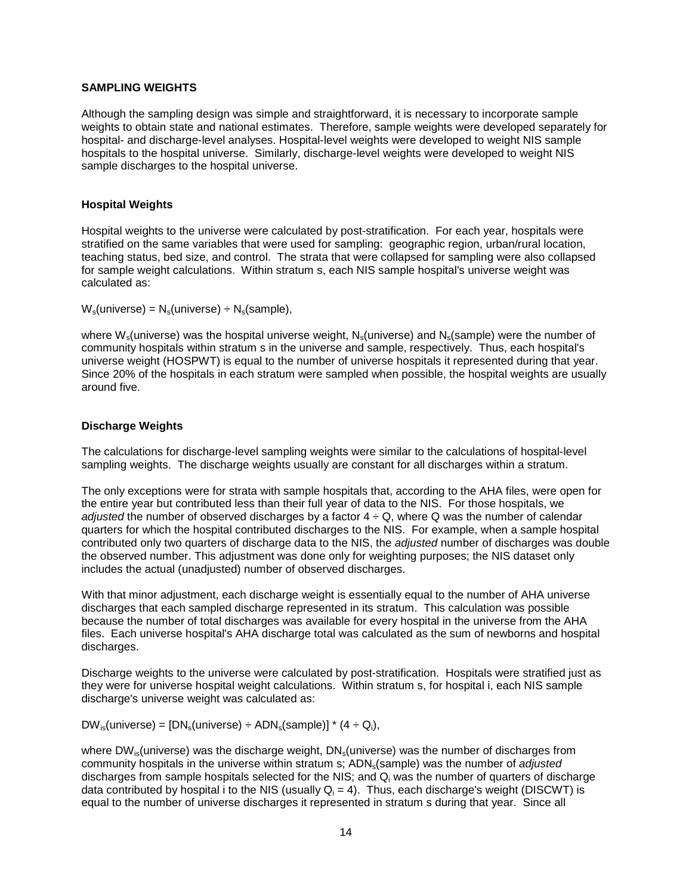## SAMPLING WEIGHTS

Although the sampling design was simple and straightforward, it is necessary to incorporate sample weights to obtain state and national estimates. Therefore, sample weights were developed separately for hospital- and discharge-level analyses. Hospital-level weights were developed to weight NIS sample hospitals to the hospital universe. Similarly, discharge-level weights were developed to weight NIS sample discharges to the hospital universe.

### Hospital Weights

Hospital weights to the universe were calculated by post-stratification. For each year, hospitals were stratified on the same variables that were used for sampling: geographic region, urban/rural location, teaching status, bed size, and control. The strata that were collapsed for sampling were also collapsed for sample weight calculations. Within stratum s, each NIS sample hospital's universe weight was calculated as:

$W_s(\text{universe}) = N_s(\text{universe}) \div N_s(\text{sample})$,

where $W_s(\text{universe})$ was the hospital universe weight, $N_s(\text{universe})$ and $N_s(\text{sample})$ were the number of community hospitals within stratum s in the universe and sample, respectively. Thus, each hospital's universe weight (HOSPWT) is equal to the number of universe hospitals it represented during that year. Since 20% of the hospitals in each stratum were sampled when possible, the hospital weights are usually around five.

### Discharge Weights

The calculations for discharge-level sampling weights were similar to the calculations of hospital-level sampling weights. The discharge weights usually are constant for all discharges within a stratum.

The only exceptions were for strata with sample hospitals that, according to the AHA files, were open for the entire year but contributed less than their full year of data to the NIS. For those hospitals, we *adjusted* the number of observed discharges by a factor $4 \div Q$, where Q was the number of calendar quarters for which the hospital contributed discharges to the NIS. For example, when a sample hospital contributed only two quarters of discharge data to the NIS, the *adjusted* number of discharges was double the observed number. This adjustment was done only for weighting purposes; the NIS dataset only includes the actual (unadjusted) number of observed discharges.

With that minor adjustment, each discharge weight is essentially equal to the number of AHA universe discharges that each sampled discharge represented in its stratum. This calculation was possible because the number of total discharges was available for every hospital in the universe from the AHA files. Each universe hospital's AHA discharge total was calculated as the sum of newborns and hospital discharges.

Discharge weights to the universe were calculated by post-stratification. Hospitals were stratified just as they were for universe hospital weight calculations. Within stratum s, for hospital i, each NIS sample discharge's universe weight was calculated as:

$DW_{is}(\text{universe}) = [DN_s(\text{universe}) \div ADN_s(\text{sample})] * (4 \div Q_i)$,

where $DW_{is}(\text{universe})$ was the discharge weight, $DN_s(\text{universe})$ was the number of discharges from community hospitals in the universe within stratum s; $ADN_s(\text{sample})$ was the number of *adjusted* discharges from sample hospitals selected for the NIS; and $Q_i$ was the number of quarters of discharge data contributed by hospital i to the NIS (usually $Q_i = 4$). Thus, each discharge's weight (DISCWT) is equal to the number of universe discharges it represented in stratum s during that year. Since all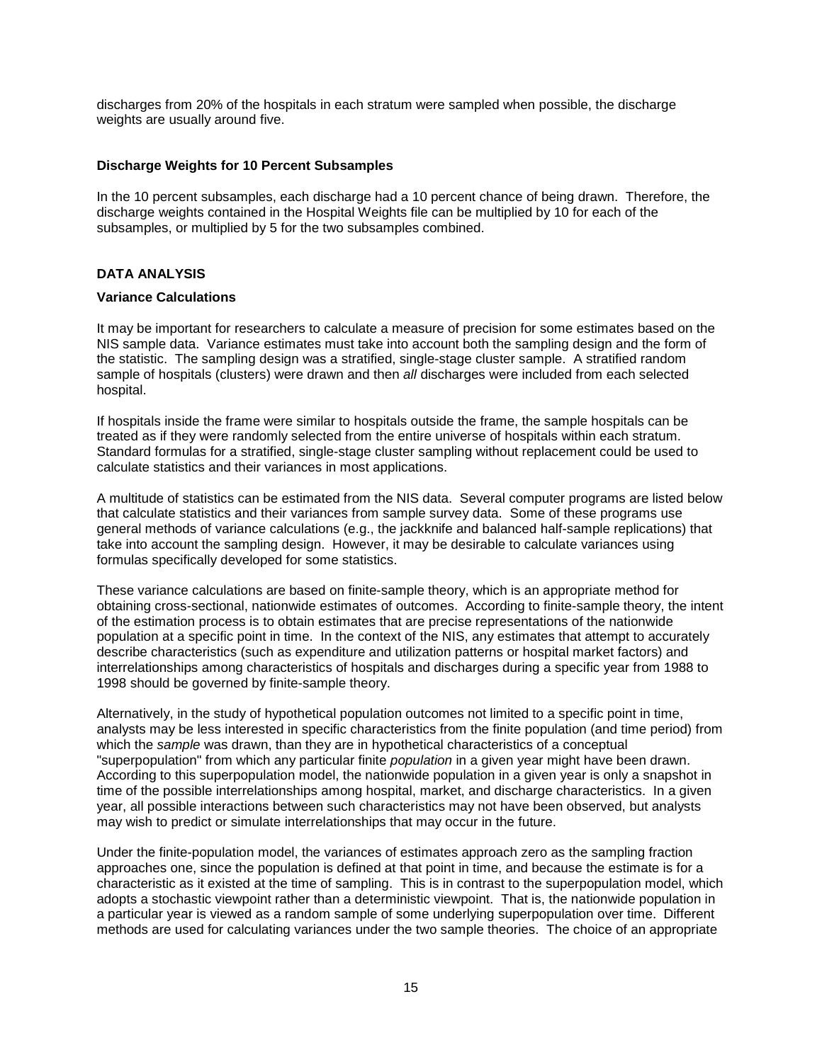discharges from 20% of the hospitals in each stratum were sampled when possible, the discharge weights are usually around five.

### Discharge Weights for 10 Percent Subsamples

In the 10 percent subsamples, each discharge had a 10 percent chance of being drawn. Therefore, the discharge weights contained in the Hospital Weights file can be multiplied by 10 for each of the subsamples, or multiplied by 5 for the two subsamples combined.

## DATA ANALYSIS

### Variance Calculations

It may be important for researchers to calculate a measure of precision for some estimates based on the NIS sample data. Variance estimates must take into account both the sampling design and the form of the statistic. The sampling design was a stratified, single-stage cluster sample. A stratified random sample of hospitals (clusters) were drawn and then *all* discharges were included from each selected hospital.

If hospitals inside the frame were similar to hospitals outside the frame, the sample hospitals can be treated as if they were randomly selected from the entire universe of hospitals within each stratum. Standard formulas for a stratified, single-stage cluster sampling without replacement could be used to calculate statistics and their variances in most applications.

A multitude of statistics can be estimated from the NIS data. Several computer programs are listed below that calculate statistics and their variances from sample survey data. Some of these programs use general methods of variance calculations (e.g., the jackknife and balanced half-sample replications) that take into account the sampling design. However, it may be desirable to calculate variances using formulas specifically developed for some statistics.

These variance calculations are based on finite-sample theory, which is an appropriate method for obtaining cross-sectional, nationwide estimates of outcomes. According to finite-sample theory, the intent of the estimation process is to obtain estimates that are precise representations of the nationwide population at a specific point in time. In the context of the NIS, any estimates that attempt to accurately describe characteristics (such as expenditure and utilization patterns or hospital market factors) and interrelationships among characteristics of hospitals and discharges during a specific year from 1988 to 1998 should be governed by finite-sample theory.

Alternatively, in the study of hypothetical population outcomes not limited to a specific point in time, analysts may be less interested in specific characteristics from the finite population (and time period) from which the *sample* was drawn, than they are in hypothetical characteristics of a conceptual "superpopulation" from which any particular finite *population* in a given year might have been drawn. According to this superpopulation model, the nationwide population in a given year is only a snapshot in time of the possible interrelationships among hospital, market, and discharge characteristics. In a given year, all possible interactions between such characteristics may not have been observed, but analysts may wish to predict or simulate interrelationships that may occur in the future.

Under the finite-population model, the variances of estimates approach zero as the sampling fraction approaches one, since the population is defined at that point in time, and because the estimate is for a characteristic as it existed at the time of sampling. This is in contrast to the superpopulation model, which adopts a stochastic viewpoint rather than a deterministic viewpoint. That is, the nationwide population in a particular year is viewed as a random sample of some underlying superpopulation over time. Different methods are used for calculating variances under the two sample theories. The choice of an appropriate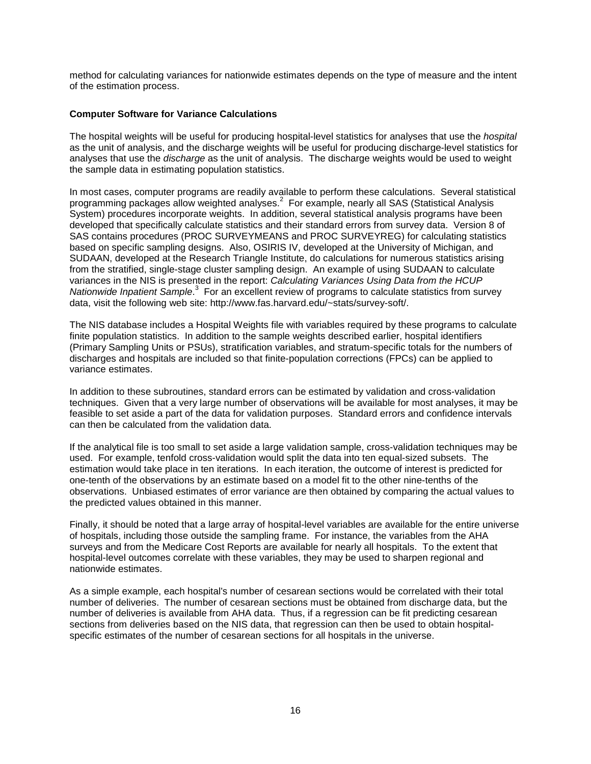method for calculating variances for nationwide estimates depends on the type of measure and the intent of the estimation process.

**Computer Software for Variance Calculations**

The hospital weights will be useful for producing hospital-level statistics for analyses that use the *hospital* as the unit of analysis, and the discharge weights will be useful for producing discharge-level statistics for analyses that use the *discharge* as the unit of analysis. The discharge weights would be used to weight the sample data in estimating population statistics.

In most cases, computer programs are readily available to perform these calculations. Several statistical programming packages allow weighted analyses.[2] For example, nearly all SAS (Statistical Analysis System) procedures incorporate weights. In addition, several statistical analysis programs have been developed that specifically calculate statistics and their standard errors from survey data. Version 8 of SAS contains procedures (PROC SURVEYMEANS and PROC SURVEYREG) for calculating statistics based on specific sampling designs. Also, OSIRIS IV, developed at the University of Michigan, and SUDAAN, developed at the Research Triangle Institute, do calculations for numerous statistics arising from the stratified, single-stage cluster sampling design. An example of using SUDAAN to calculate variances in the NIS is presented in the report: *Calculating Variances Using Data from the HCUP Nationwide Inpatient Sample*.[3] For an excellent review of programs to calculate statistics from survey data, visit the following web site: http://www.fas.harvard.edu/~stats/survey-soft/.

The NIS database includes a Hospital Weights file with variables required by these programs to calculate finite population statistics. In addition to the sample weights described earlier, hospital identifiers (Primary Sampling Units or PSUs), stratification variables, and stratum-specific totals for the numbers of discharges and hospitals are included so that finite-population corrections (FPCs) can be applied to variance estimates.

In addition to these subroutines, standard errors can be estimated by validation and cross-validation techniques. Given that a very large number of observations will be available for most analyses, it may be feasible to set aside a part of the data for validation purposes. Standard errors and confidence intervals can then be calculated from the validation data.

If the analytical file is too small to set aside a large validation sample, cross-validation techniques may be used. For example, tenfold cross-validation would split the data into ten equal-sized subsets. The estimation would take place in ten iterations. In each iteration, the outcome of interest is predicted for one-tenth of the observations by an estimate based on a model fit to the other nine-tenths of the observations. Unbiased estimates of error variance are then obtained by comparing the actual values to the predicted values obtained in this manner.

Finally, it should be noted that a large array of hospital-level variables are available for the entire universe of hospitals, including those outside the sampling frame. For instance, the variables from the AHA surveys and from the Medicare Cost Reports are available for nearly all hospitals. To the extent that hospital-level outcomes correlate with these variables, they may be used to sharpen regional and nationwide estimates.

As a simple example, each hospital's number of cesarean sections would be correlated with their total number of deliveries. The number of cesarean sections must be obtained from discharge data, but the number of deliveries is available from AHA data. Thus, if a regression can be fit predicting cesarean sections from deliveries based on the NIS data, that regression can then be used to obtain hospital-specific estimates of the number of cesarean sections for all hospitals in the universe.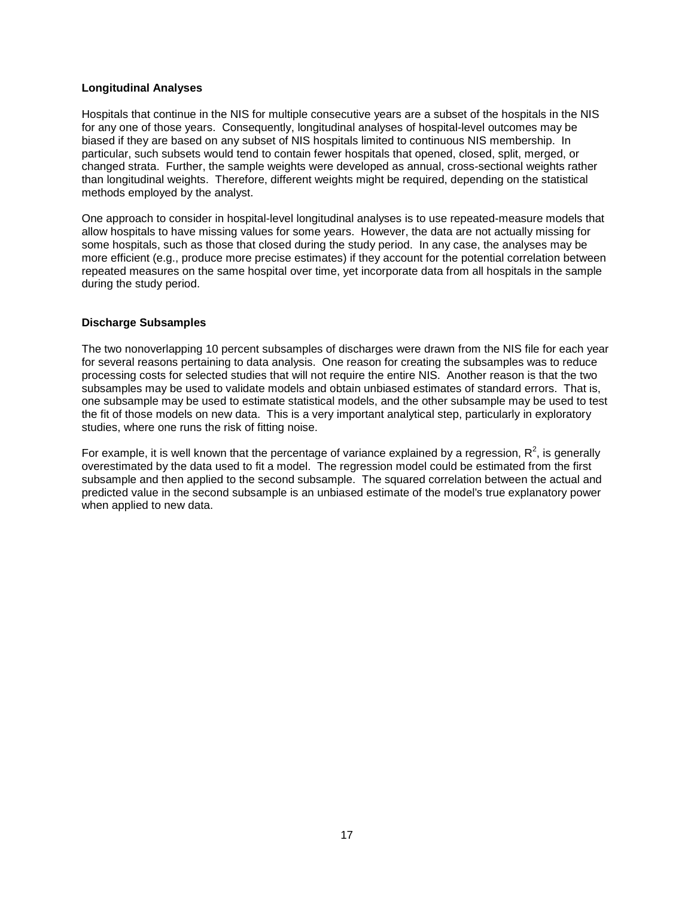### Longitudinal Analyses

Hospitals that continue in the NIS for multiple consecutive years are a subset of the hospitals in the NIS for any one of those years. Consequently, longitudinal analyses of hospital-level outcomes may be biased if they are based on any subset of NIS hospitals limited to continuous NIS membership. In particular, such subsets would tend to contain fewer hospitals that opened, closed, split, merged, or changed strata. Further, the sample weights were developed as annual, cross-sectional weights rather than longitudinal weights. Therefore, different weights might be required, depending on the statistical methods employed by the analyst.

One approach to consider in hospital-level longitudinal analyses is to use repeated-measure models that allow hospitals to have missing values for some years. However, the data are not actually missing for some hospitals, such as those that closed during the study period. In any case, the analyses may be more efficient (e.g., produce more precise estimates) if they account for the potential correlation between repeated measures on the same hospital over time, yet incorporate data from all hospitals in the sample during the study period.

### Discharge Subsamples

The two nonoverlapping 10 percent subsamples of discharges were drawn from the NIS file for each year for several reasons pertaining to data analysis. One reason for creating the subsamples was to reduce processing costs for selected studies that will not require the entire NIS. Another reason is that the two subsamples may be used to validate models and obtain unbiased estimates of standard errors. That is, one subsample may be used to estimate statistical models, and the other subsample may be used to test the fit of those models on new data. This is a very important analytical step, particularly in exploratory studies, where one runs the risk of fitting noise.

For example, it is well known that the percentage of variance explained by a regression, $R^2$, is generally overestimated by the data used to fit a model. The regression model could be estimated from the first subsample and then applied to the second subsample. The squared correlation between the actual and predicted value in the second subsample is an unbiased estimate of the model's true explanatory power when applied to new data.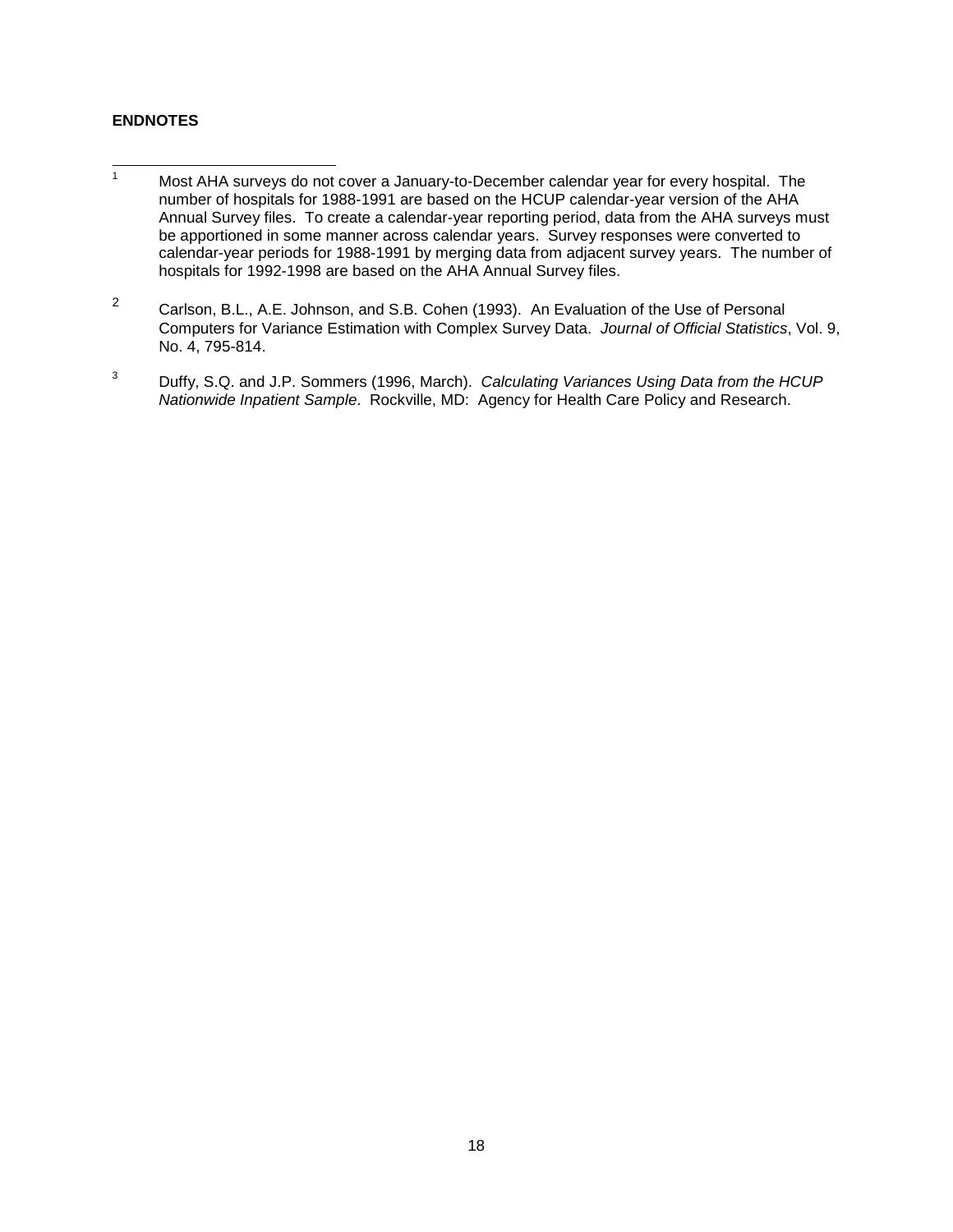**ENDNOTES**

[1] Most AHA surveys do not cover a January-to-December calendar year for every hospital. The number of hospitals for 1988-1991 are based on the HCUP calendar-year version of the AHA Annual Survey files. To create a calendar-year reporting period, data from the AHA surveys must be apportioned in some manner across calendar years. Survey responses were converted to calendar-year periods for 1988-1991 by merging data from adjacent survey years. The number of hospitals for 1992-1998 are based on the AHA Annual Survey files.

[2] Carlson, B.L., A.E. Johnson, and S.B. Cohen (1993). An Evaluation of the Use of Personal Computers for Variance Estimation with Complex Survey Data. *Journal of Official Statistics*, Vol. 9, No. 4, 795-814.

[3] Duffy, S.Q. and J.P. Sommers (1996, March). *Calculating Variances Using Data from the HCUP Nationwide Inpatient Sample*. Rockville, MD: Agency for Health Care Policy and Research.